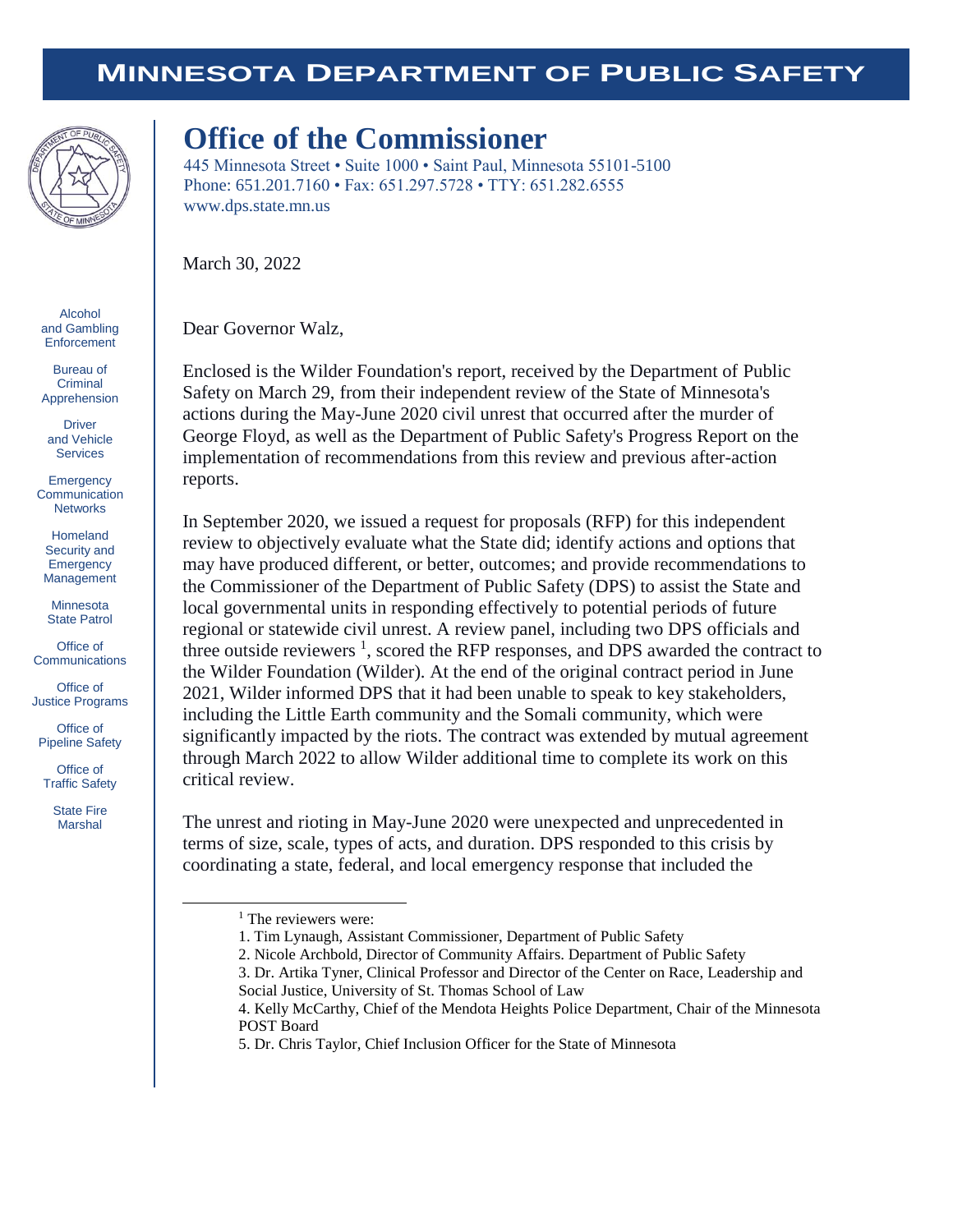# MINNESOTA DEPARTMENT OF PUBLIC SAFETY

Alcohol and Gambling Enforcement

Bureau of Criminal Apprehension

Driver and Vehicle Services

Emergency Communication Networks

Homeland Security and Emergency Management

Minnesota State Patrol

Office of Communications

Office of Justice Programs

Office of Pipeline Safety

Office of Traffic Safety

State Fire Marshal

## Office of the Commissioner

445 Minnesota Street • Suite 1000 • Saint Paul, Minnesota 55101-5100
Phone: 651.201.7160 • Fax: 651.297.5728 • TTY: 651.282.6555
www.dps.state.mn.us

March 30, 2022

Dear Governor Walz,

Enclosed is the Wilder Foundation's report, received by the Department of Public Safety on March 29, from their independent review of the State of Minnesota's actions during the May-June 2020 civil unrest that occurred after the murder of George Floyd, as well as the Department of Public Safety's Progress Report on the implementation of recommendations from this review and previous after-action reports.

In September 2020, we issued a request for proposals (RFP) for this independent review to objectively evaluate what the State did; identify actions and options that may have produced different, or better, outcomes; and provide recommendations to the Commissioner of the Department of Public Safety (DPS) to assist the State and local governmental units in responding effectively to potential periods of future regional or statewide civil unrest. A review panel, including two DPS officials and three outside reviewers [1], scored the RFP responses, and DPS awarded the contract to the Wilder Foundation (Wilder). At the end of the original contract period in June 2021, Wilder informed DPS that it had been unable to speak to key stakeholders, including the Little Earth community and the Somali community, which were significantly impacted by the riots. The contract was extended by mutual agreement through March 2022 to allow Wilder additional time to complete its work on this critical review.

The unrest and rioting in May-June 2020 were unexpected and unprecedented in terms of size, scale, types of acts, and duration. DPS responded to this crisis by coordinating a state, federal, and local emergency response that included the

---

[1] The reviewers were:

1. Tim Lynaugh, Assistant Commissioner, Department of Public Safety
2. Nicole Archbold, Director of Community Affairs. Department of Public Safety
3. Dr. Artika Tyner, Clinical Professor and Director of the Center on Race, Leadership and Social Justice, University of St. Thomas School of Law
4. Kelly McCarthy, Chief of the Mendota Heights Police Department, Chair of the Minnesota POST Board
5. Dr. Chris Taylor, Chief Inclusion Officer for the State of Minnesota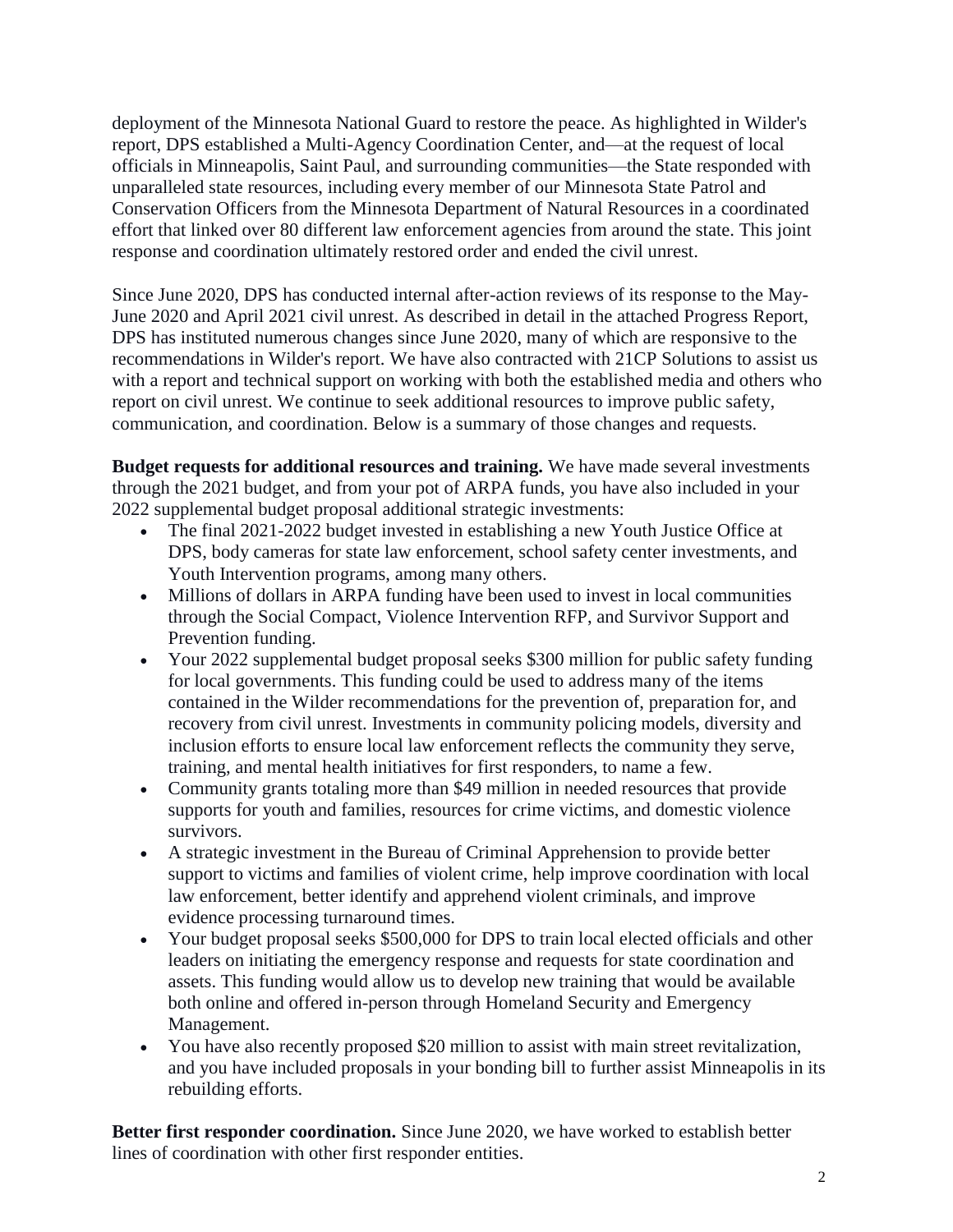deployment of the Minnesota National Guard to restore the peace. As highlighted in Wilder's report, DPS established a Multi-Agency Coordination Center, and—at the request of local officials in Minneapolis, Saint Paul, and surrounding communities—the State responded with unparalleled state resources, including every member of our Minnesota State Patrol and Conservation Officers from the Minnesota Department of Natural Resources in a coordinated effort that linked over 80 different law enforcement agencies from around the state. This joint response and coordination ultimately restored order and ended the civil unrest.

Since June 2020, DPS has conducted internal after-action reviews of its response to the May-June 2020 and April 2021 civil unrest. As described in detail in the attached Progress Report, DPS has instituted numerous changes since June 2020, many of which are responsive to the recommendations in Wilder's report. We have also contracted with 21CP Solutions to assist us with a report and technical support on working with both the established media and others who report on civil unrest. We continue to seek additional resources to improve public safety, communication, and coordination. Below is a summary of those changes and requests.

**Budget requests for additional resources and training.** We have made several investments through the 2021 budget, and from your pot of ARPA funds, you have also included in your 2022 supplemental budget proposal additional strategic investments:

- The final 2021-2022 budget invested in establishing a new Youth Justice Office at DPS, body cameras for state law enforcement, school safety center investments, and Youth Intervention programs, among many others.
- Millions of dollars in ARPA funding have been used to invest in local communities through the Social Compact, Violence Intervention RFP, and Survivor Support and Prevention funding.
- Your 2022 supplemental budget proposal seeks $300 million for public safety funding for local governments. This funding could be used to address many of the items contained in the Wilder recommendations for the prevention of, preparation for, and recovery from civil unrest. Investments in community policing models, diversity and inclusion efforts to ensure local law enforcement reflects the community they serve, training, and mental health initiatives for first responders, to name a few.
- Community grants totaling more than $49 million in needed resources that provide supports for youth and families, resources for crime victims, and domestic violence survivors.
- A strategic investment in the Bureau of Criminal Apprehension to provide better support to victims and families of violent crime, help improve coordination with local law enforcement, better identify and apprehend violent criminals, and improve evidence processing turnaround times.
- Your budget proposal seeks $500,000 for DPS to train local elected officials and other leaders on initiating the emergency response and requests for state coordination and assets. This funding would allow us to develop new training that would be available both online and offered in-person through Homeland Security and Emergency Management.
- You have also recently proposed $20 million to assist with main street revitalization, and you have included proposals in your bonding bill to further assist Minneapolis in its rebuilding efforts.

**Better first responder coordination.** Since June 2020, we have worked to establish better lines of coordination with other first responder entities.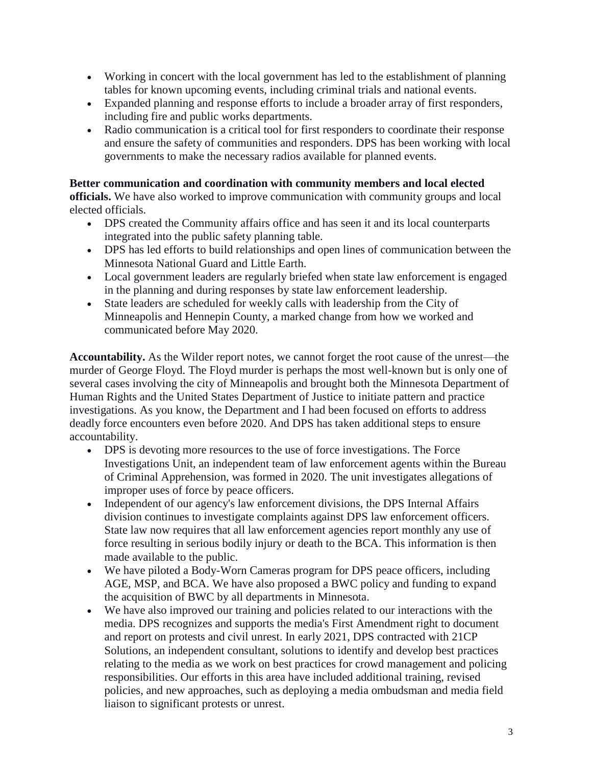- Working in concert with the local government has led to the establishment of planning tables for known upcoming events, including criminal trials and national events.
- Expanded planning and response efforts to include a broader array of first responders, including fire and public works departments.
- Radio communication is a critical tool for first responders to coordinate their response and ensure the safety of communities and responders. DPS has been working with local governments to make the necessary radios available for planned events.

**Better communication and coordination with community members and local elected officials.** We have also worked to improve communication with community groups and local elected officials.

- DPS created the Community affairs office and has seen it and its local counterparts integrated into the public safety planning table.
- DPS has led efforts to build relationships and open lines of communication between the Minnesota National Guard and Little Earth.
- Local government leaders are regularly briefed when state law enforcement is engaged in the planning and during responses by state law enforcement leadership.
- State leaders are scheduled for weekly calls with leadership from the City of Minneapolis and Hennepin County, a marked change from how we worked and communicated before May 2020.

**Accountability.** As the Wilder report notes, we cannot forget the root cause of the unrest—the murder of George Floyd. The Floyd murder is perhaps the most well-known but is only one of several cases involving the city of Minneapolis and brought both the Minnesota Department of Human Rights and the United States Department of Justice to initiate pattern and practice investigations. As you know, the Department and I had been focused on efforts to address deadly force encounters even before 2020. And DPS has taken additional steps to ensure accountability.

- DPS is devoting more resources to the use of force investigations. The Force Investigations Unit, an independent team of law enforcement agents within the Bureau of Criminal Apprehension, was formed in 2020. The unit investigates allegations of improper uses of force by peace officers.
- Independent of our agency's law enforcement divisions, the DPS Internal Affairs division continues to investigate complaints against DPS law enforcement officers. State law now requires that all law enforcement agencies report monthly any use of force resulting in serious bodily injury or death to the BCA. This information is then made available to the public.
- We have piloted a Body-Worn Cameras program for DPS peace officers, including AGE, MSP, and BCA. We have also proposed a BWC policy and funding to expand the acquisition of BWC by all departments in Minnesota.
- We have also improved our training and policies related to our interactions with the media. DPS recognizes and supports the media's First Amendment right to document and report on protests and civil unrest. In early 2021, DPS contracted with 21CP Solutions, an independent consultant, solutions to identify and develop best practices relating to the media as we work on best practices for crowd management and policing responsibilities. Our efforts in this area have included additional training, revised policies, and new approaches, such as deploying a media ombudsman and media field liaison to significant protests or unrest.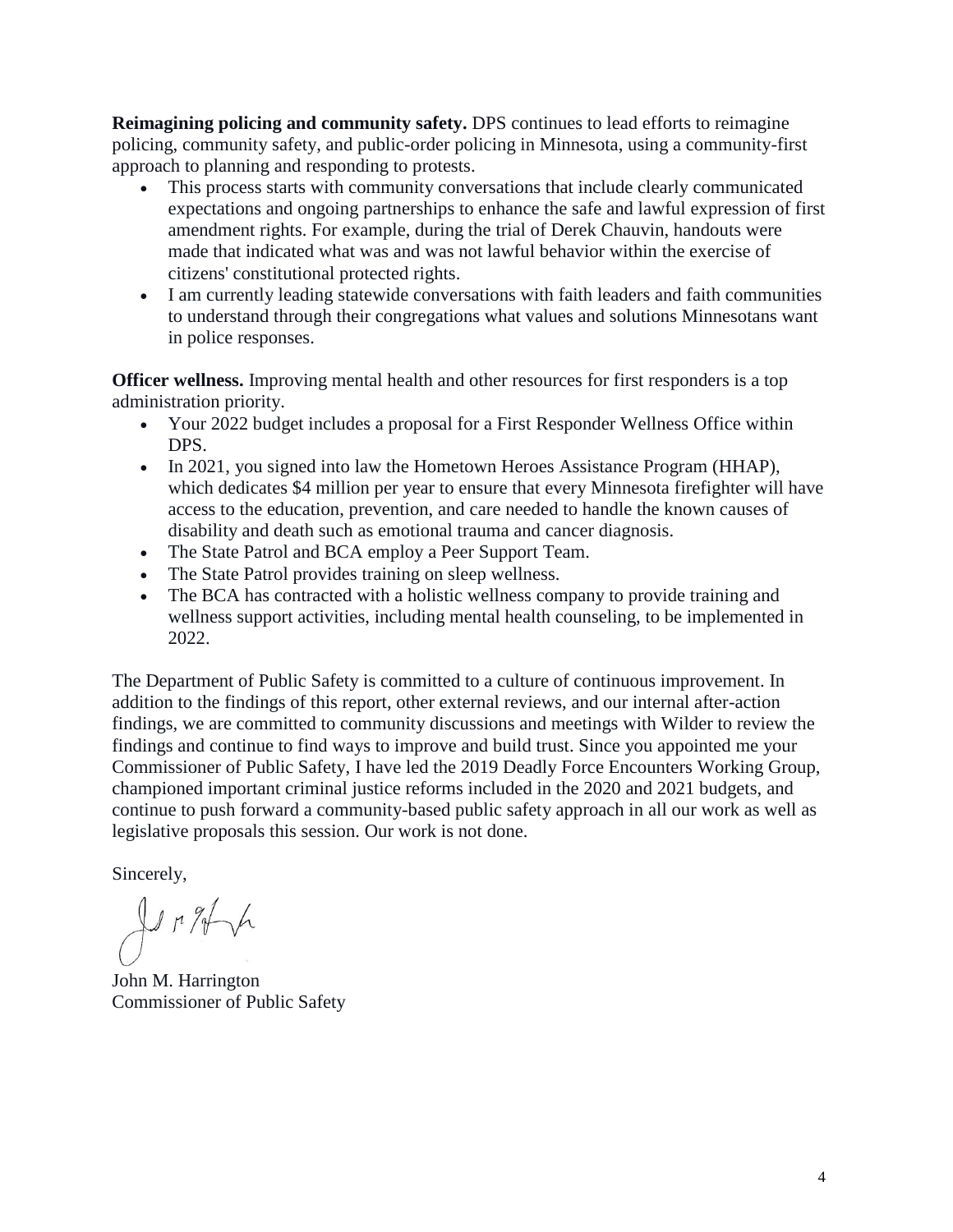**Reimagining policing and community safety.** DPS continues to lead efforts to reimagine policing, community safety, and public-order policing in Minnesota, using a community-first approach to planning and responding to protests.

- This process starts with community conversations that include clearly communicated expectations and ongoing partnerships to enhance the safe and lawful expression of first amendment rights. For example, during the trial of Derek Chauvin, handouts were made that indicated what was and was not lawful behavior within the exercise of citizens' constitutional protected rights.
- I am currently leading statewide conversations with faith leaders and faith communities to understand through their congregations what values and solutions Minnesotans want in police responses.

**Officer wellness.** Improving mental health and other resources for first responders is a top administration priority.

- Your 2022 budget includes a proposal for a First Responder Wellness Office within DPS.
- In 2021, you signed into law the Hometown Heroes Assistance Program (HHAP), which dedicates $4 million per year to ensure that every Minnesota firefighter will have access to the education, prevention, and care needed to handle the known causes of disability and death such as emotional trauma and cancer diagnosis.
- The State Patrol and BCA employ a Peer Support Team.
- The State Patrol provides training on sleep wellness.
- The BCA has contracted with a holistic wellness company to provide training and wellness support activities, including mental health counseling, to be implemented in 2022.

The Department of Public Safety is committed to a culture of continuous improvement. In addition to the findings of this report, other external reviews, and our internal after-action findings, we are committed to community discussions and meetings with Wilder to review the findings and continue to find ways to improve and build trust. Since you appointed me your Commissioner of Public Safety, I have led the 2019 Deadly Force Encounters Working Group, championed important criminal justice reforms included in the 2020 and 2021 budgets, and continue to push forward a community-based public safety approach in all our work as well as legislative proposals this session. Our work is not done.

Sincerely,

John M. Harrington
Commissioner of Public Safety